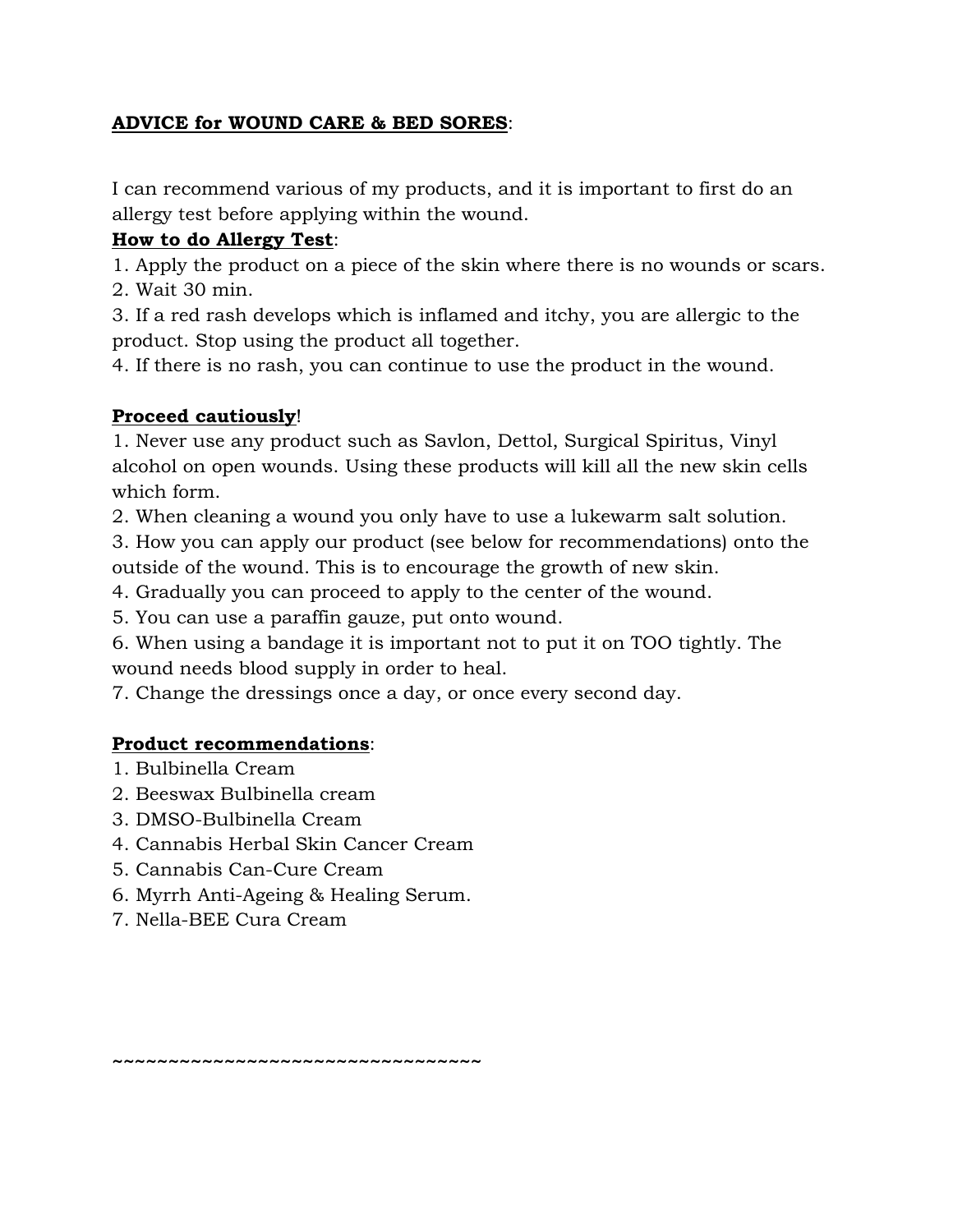**ADVICE for WOUND CARE & BED SORES**:

I can recommend various of my products, and it is important to first do an allergy test before applying within the wound.

**How to do Allergy Test**:

1. Apply the product on a piece of the skin where there is no wounds or scars.
2. Wait 30 min.
3. If a red rash develops which is inflamed and itchy, you are allergic to the product. Stop using the product all together.
4. If there is no rash, you can continue to use the product in the wound.

**Proceed cautiously**!

1. Never use any product such as Savlon, Dettol, Surgical Spiritus, Vinyl alcohol on open wounds. Using these products will kill all the new skin cells which form.
2. When cleaning a wound you only have to use a lukewarm salt solution.
3. How you can apply our product (see below for recommendations) onto the outside of the wound. This is to encourage the growth of new skin.
4. Gradually you can proceed to apply to the center of the wound.
5. You can use a paraffin gauze, put onto wound.
6. When using a bandage it is important not to put it on TOO tightly. The wound needs blood supply in order to heal.
7. Change the dressings once a day, or once every second day.

**Product recommendations**:

1. Bulbinella Cream
2. Beeswax Bulbinella cream
3. DMSO-Bulbinella Cream
4. Cannabis Herbal Skin Cancer Cream
5. Cannabis Can-Cure Cream
6. Myrrh Anti-Ageing & Healing Serum.
7. Nella-BEE Cura Cream

~~~~~~~~~~~~~~~~~~~~~~~~~~~~~~~~~~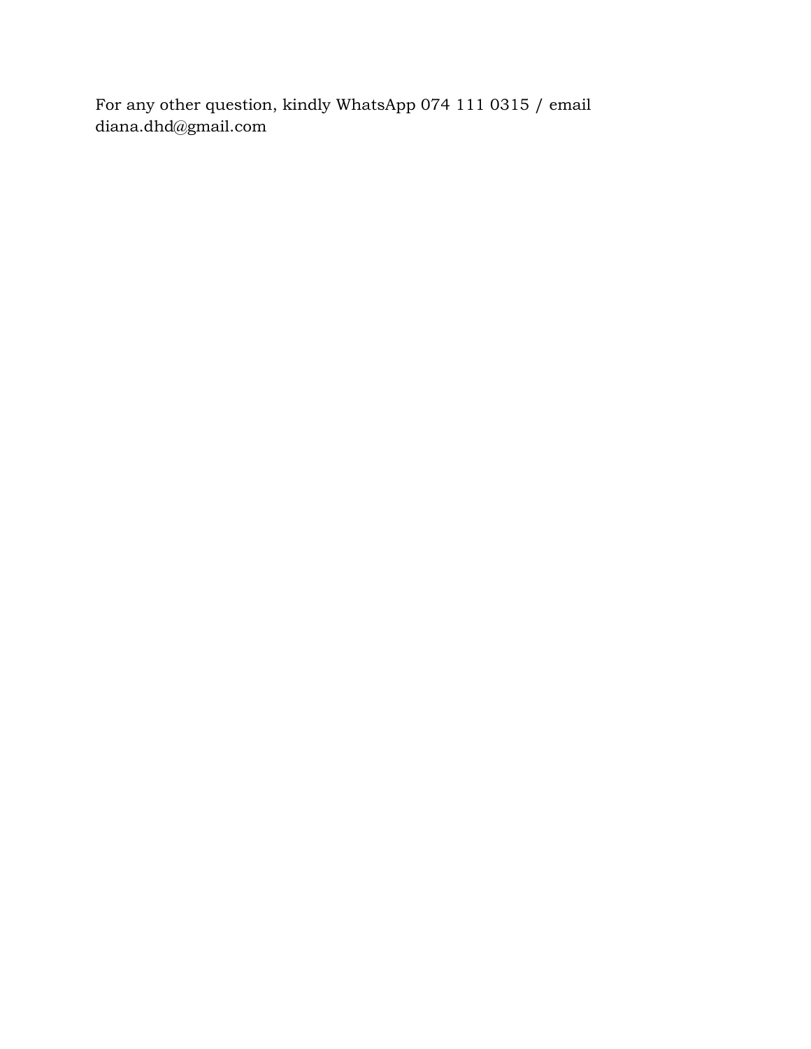For any other question, kindly WhatsApp 074 111 0315 / email diana.dhd@gmail.com